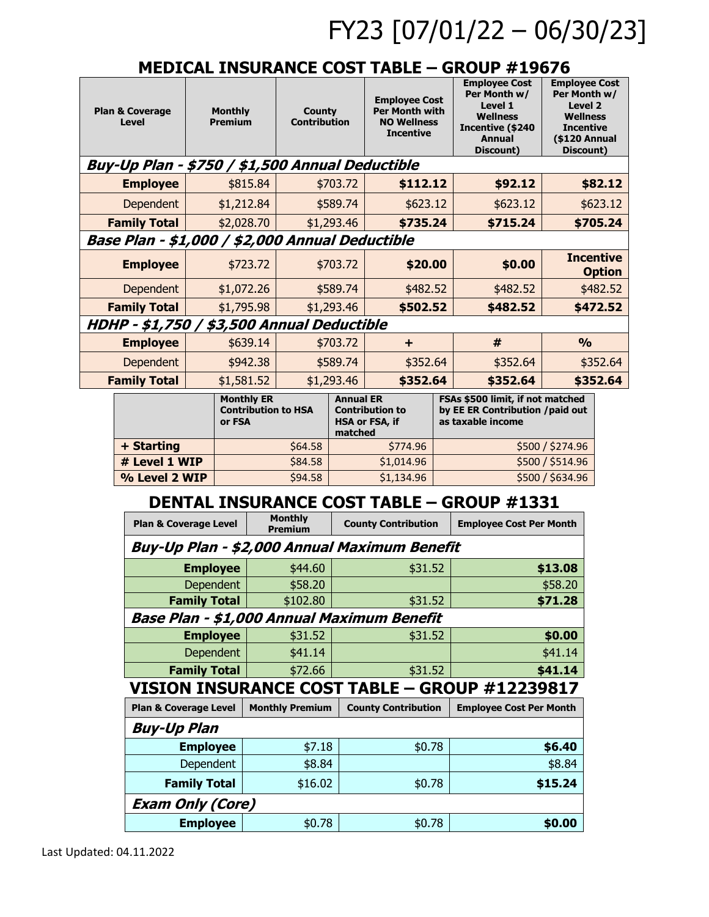# FY23 [07/01/22 – 06/30/23]

## MEDICAL INSURANCE COST TABLE – GROUP #19676

| Plan & Coverage Level | Monthly Premium | County Contribution | Employee Cost Per Month with NO Wellness Incentive | Employee Cost Per Month w/ Level 1 Wellness Incentive ($240 Annual Discount) | Employee Cost Per Month w/ Level 2 Wellness Incentive ($120 Annual Discount) |
|---|---|---|---|---|---|
| ***Buy-Up Plan - $750 / $1,500 Annual Deductible*** | | | | | |
| **Employee** | $815.84 | $703.72 | **$112.12** | **$92.12** | **$82.12** |
| Dependent | $1,212.84 | $589.74 | $623.12 | $623.12 | $623.12 |
| **Family Total** | $2,028.70 | $1,293.46 | **$735.24** | **$715.24** | **$705.24** |
| ***Base Plan - $1,000 / $2,000 Annual Deductible*** | | | | | |
| **Employee** | $723.72 | $703.72 | **$20.00** | **$0.00** | **Incentive Option** |
| Dependent | $1,072.26 | $589.74 | $482.52 | $482.52 | $482.52 |
| **Family Total** | $1,795.98 | $1,293.46 | **$502.52** | **$482.52** | **$472.52** |
| ***HDHP - $1,750 / $3,500 Annual Deductible*** | | | | | |
| **Employee** | $639.14 | $703.72 | **+** | **#** | **%** |
| Dependent | $942.38 | $589.74 | $352.64 | $352.64 | $352.64 |
| **Family Total** | $1,581.52 | $1,293.46 | **$352.64** | **$352.64** | **$352.64** |

| | Monthly ER Contribution to HSA or FSA | Annual ER Contribution to HSA or FSA, if matched | FSAs $500 limit, if not matched by EE ER Contribution /paid out as taxable income |
|---|---|---|---|
| **+ Starting** | $64.58 | $774.96 | $500 / $274.96 |
| **# Level 1 WIP** | $84.58 | $1,014.96 | $500 / $514.96 |
| **% Level 2 WIP** | $94.58 | $1,134.96 | $500 / $634.96 |

## DENTAL INSURANCE COST TABLE – GROUP #1331

| Plan & Coverage Level | Monthly Premium | County Contribution | Employee Cost Per Month |
|---|---|---|---|
| ***Buy-Up Plan - $2,000 Annual Maximum Benefit*** | | | |
| **Employee** | $44.60 | $31.52 | **$13.08** |
| Dependent | $58.20 | | $58.20 |
| **Family Total** | $102.80 | $31.52 | **$71.28** |
| ***Base Plan - $1,000 Annual Maximum Benefit*** | | | |
| **Employee** | $31.52 | $31.52 | **$0.00** |
| Dependent | $41.14 | | $41.14 |
| **Family Total** | $72.66 | $31.52 | **$41.14** |

## VISION INSURANCE COST TABLE – GROUP #12239817

| Plan & Coverage Level | Monthly Premium | County Contribution | Employee Cost Per Month |
|---|---|---|---|
| ***Buy-Up Plan*** | | | |
| **Employee** | $7.18 | $0.78 | **$6.40** |
| Dependent | $8.84 | | $8.84 |
| **Family Total** | $16.02 | $0.78 | **$15.24** |
| ***Exam Only (Core)*** | | | |
| **Employee** | $0.78 | $0.78 | **$0.00** |

Last Updated: 04.11.2022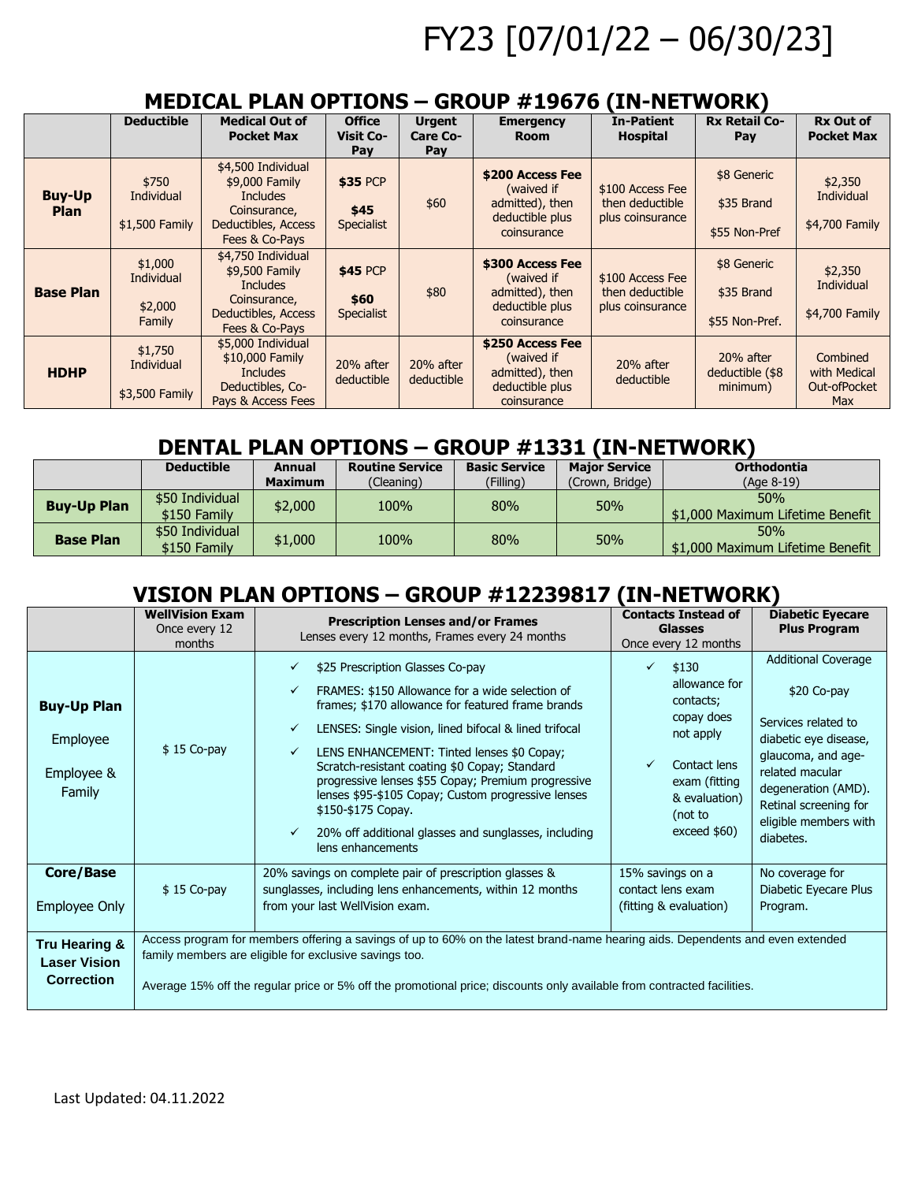# FY23 [07/01/22 – 06/30/23]

## MEDICAL PLAN OPTIONS – GROUP #19676 (IN-NETWORK)

| | Deductible | Medical Out of Pocket Max | Office Visit Co-Pay | Urgent Care Co-Pay | Emergency Room | In-Patient Hospital | Rx Retail Co-Pay | Rx Out of Pocket Max |
|---|---|---|---|---|---|---|---|---|
| **Buy-Up Plan** | $750 Individual<br>$1,500 Family | $4,500 Individual<br>$9,000 Family<br>Includes Coinsurance, Deductibles, Access Fees & Co-Pays | **$35** PCP<br>**$45** Specialist | $60 | **$200 Access Fee** (waived if admitted), then deductible plus coinsurance | $100 Access Fee then deductible plus coinsurance | $8 Generic<br>$35 Brand<br>$55 Non-Pref | $2,350 Individual<br>$4,700 Family |
| **Base Plan** | $1,000 Individual<br>$2,000 Family | $4,750 Individual<br>$9,500 Family<br>Includes Coinsurance, Deductibles, Access Fees & Co-Pays | **$45** PCP<br>**$60** Specialist | $80 | **$300 Access Fee** (waived if admitted), then deductible plus coinsurance | $100 Access Fee then deductible plus coinsurance | $8 Generic<br>$35 Brand<br>$55 Non-Pref. | $2,350 Individual<br>$4,700 Family |
| **HDHP** | $1,750 Individual<br>$3,500 Family | $5,000 Individual<br>$10,000 Family<br>Includes Deductibles, Co-Pays & Access Fees | 20% after deductible | 20% after deductible | **$250 Access Fee** (waived if admitted), then deductible plus coinsurance | 20% after deductible | 20% after deductible ($8 minimum) | Combined with Medical Out-ofPocket Max |

## DENTAL PLAN OPTIONS – GROUP #1331 (IN-NETWORK)

| | Deductible | Annual Maximum | Routine Service (Cleaning) | Basic Service (Filling) | Major Service (Crown, Bridge) | Orthodontia (Age 8-19) |
|---|---|---|---|---|---|---|
| **Buy-Up Plan** | $50 Individual<br>$150 Family | $2,000 | 100% | 80% | 50% | 50%<br>$1,000 Maximum Lifetime Benefit |
| **Base Plan** | $50 Individual<br>$150 Family | $1,000 | 100% | 80% | 50% | 50%<br>$1,000 Maximum Lifetime Benefit |

## VISION PLAN OPTIONS – GROUP #12239817 (IN-NETWORK)

| | WellVision Exam Once every 12 months | Prescription Lenses and/or Frames Lenses every 12 months, Frames every 24 months | Contacts Instead of Glasses Once every 12 months | Diabetic Eyecare Plus Program |
|---|---|---|---|---|
| **Buy-Up Plan**<br>Employee<br>Employee & Family | $ 15 Co-pay | ✓ $25 Prescription Glasses Co-pay<br>✓ FRAMES: $150 Allowance for a wide selection of frames; $170 allowance for featured frame brands<br>✓ LENSES: Single vision, lined bifocal & lined trifocal<br>✓ LENS ENHANCEMENT: Tinted lenses $0 Copay; Scratch-resistant coating $0 Copay; Standard progressive lenses $55 Copay; Premium progressive lenses $95-$105 Copay; Custom progressive lenses $150-$175 Copay.<br>✓ 20% off additional glasses and sunglasses, including lens enhancements | ✓ $130 allowance for contacts; copay does not apply<br>✓ Contact lens exam (fitting & evaluation) (not to exceed $60) | Additional Coverage<br>$20 Co-pay<br>Services related to diabetic eye disease, glaucoma, and age-related macular degeneration (AMD). Retinal screening for eligible members with diabetes. |
| **Core/Base**<br>Employee Only | $ 15 Co-pay | 20% savings on complete pair of prescription glasses & sunglasses, including lens enhancements, within 12 months from your last WellVision exam. | 15% savings on a contact lens exam (fitting & evaluation) | No coverage for Diabetic Eyecare Plus Program. |
| **Tru Hearing & Laser Vision Correction** | Access program for members offering a savings of up to 60% on the latest brand-name hearing aids. Dependents and even extended family members are eligible for exclusive savings too.<br>Average 15% off the regular price or 5% off the promotional price; discounts only available from contracted facilities. | | | |

Last Updated: 04.11.2022